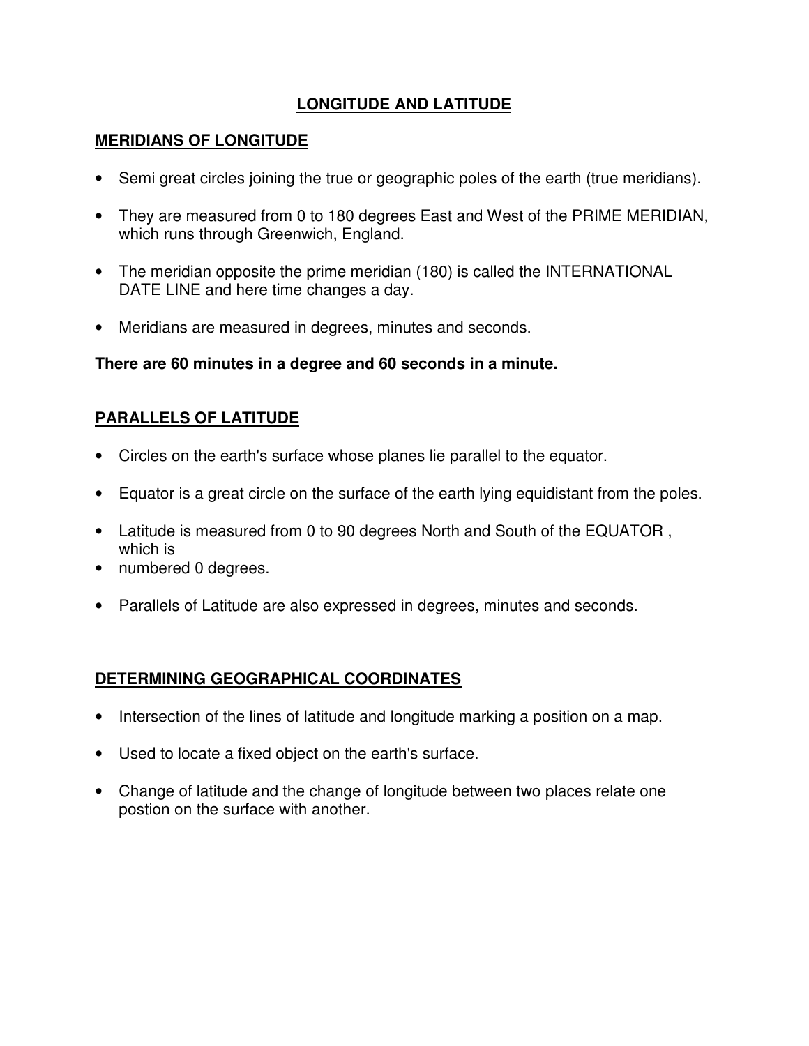# LONGITUDE AND LATITUDE

## MERIDIANS OF LONGITUDE

- Semi great circles joining the true or geographic poles of the earth (true meridians).
- They are measured from 0 to 180 degrees East and West of the PRIME MERIDIAN, which runs through Greenwich, England.
- The meridian opposite the prime meridian (180) is called the INTERNATIONAL DATE LINE and here time changes a day.
- Meridians are measured in degrees, minutes and seconds.

**There are 60 minutes in a degree and 60 seconds in a minute.**

## PARALLELS OF LATITUDE

- Circles on the earth's surface whose planes lie parallel to the equator.
- Equator is a great circle on the surface of the earth lying equidistant from the poles.
- Latitude is measured from 0 to 90 degrees North and South of the EQUATOR , which is
- numbered 0 degrees.
- Parallels of Latitude are also expressed in degrees, minutes and seconds.

## DETERMINING GEOGRAPHICAL COORDINATES

- Intersection of the lines of latitude and longitude marking a position on a map.
- Used to locate a fixed object on the earth's surface.
- Change of latitude and the change of longitude between two places relate one postion on the surface with another.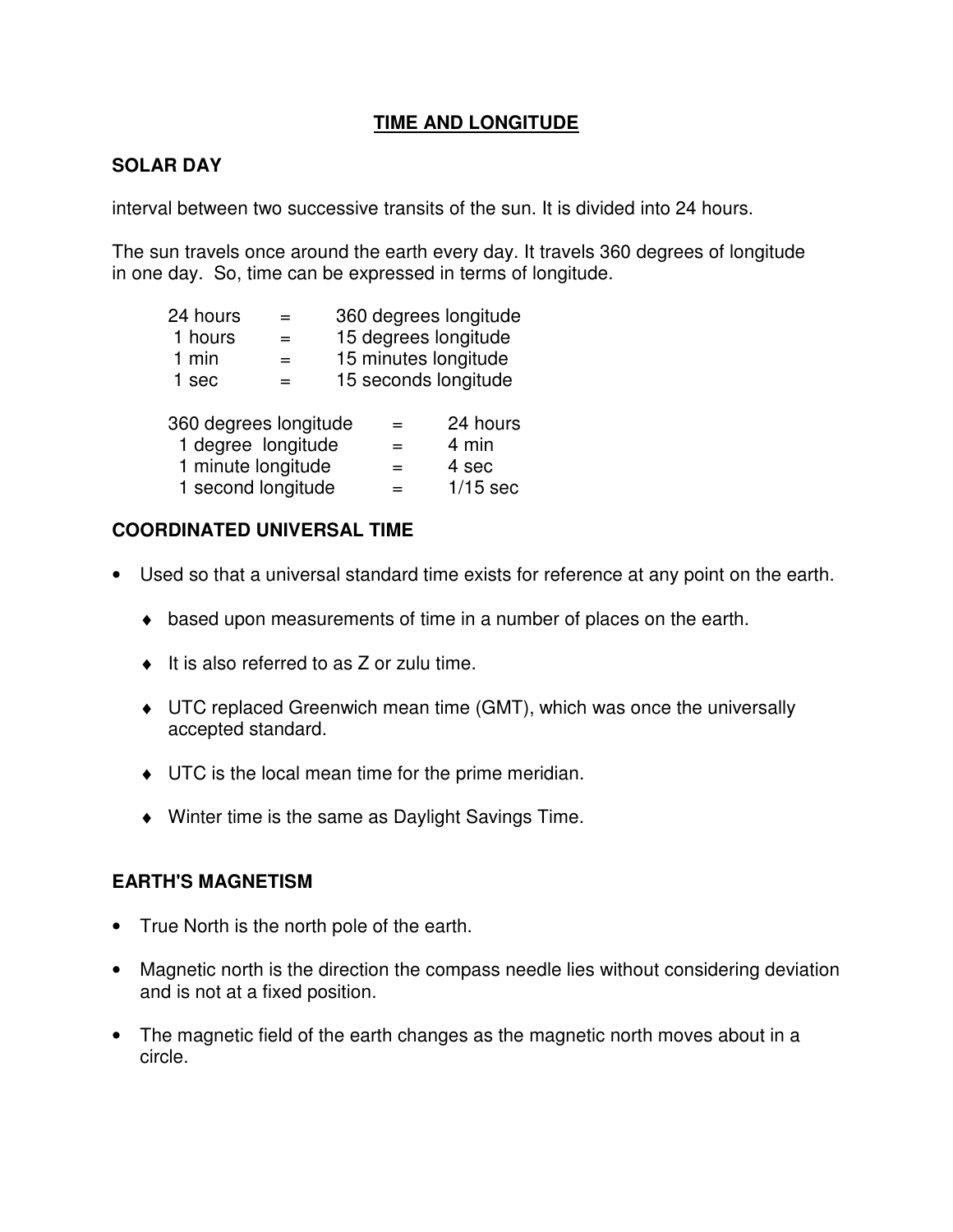# TIME AND LONGITUDE

## SOLAR DAY

interval between two successive transits of the sun. It is divided into 24 hours.

The sun travels once around the earth every day. It travels 360 degrees of longitude in one day. So, time can be expressed in terms of longitude.

| | | |
|---|---|---|
| 24 hours | = | 360 degrees longitude |
| 1 hours | = | 15 degrees longitude |
| 1 min | = | 15 minutes longitude |
| 1 sec | = | 15 seconds longitude |

| | | |
|---|---|---|
| 360 degrees longitude | = | 24 hours |
| 1 degree longitude | = | 4 min |
| 1 minute longitude | = | 4 sec |
| 1 second longitude | = | 1/15 sec |

## COORDINATED UNIVERSAL TIME

- Used so that a universal standard time exists for reference at any point on the earth.
  - based upon measurements of time in a number of places on the earth.
  - It is also referred to as Z or zulu time.
  - UTC replaced Greenwich mean time (GMT), which was once the universally accepted standard.
  - UTC is the local mean time for the prime meridian.
  - Winter time is the same as Daylight Savings Time.

## EARTH'S MAGNETISM

- True North is the north pole of the earth.
- Magnetic north is the direction the compass needle lies without considering deviation and is not at a fixed position.
- The magnetic field of the earth changes as the magnetic north moves about in a circle.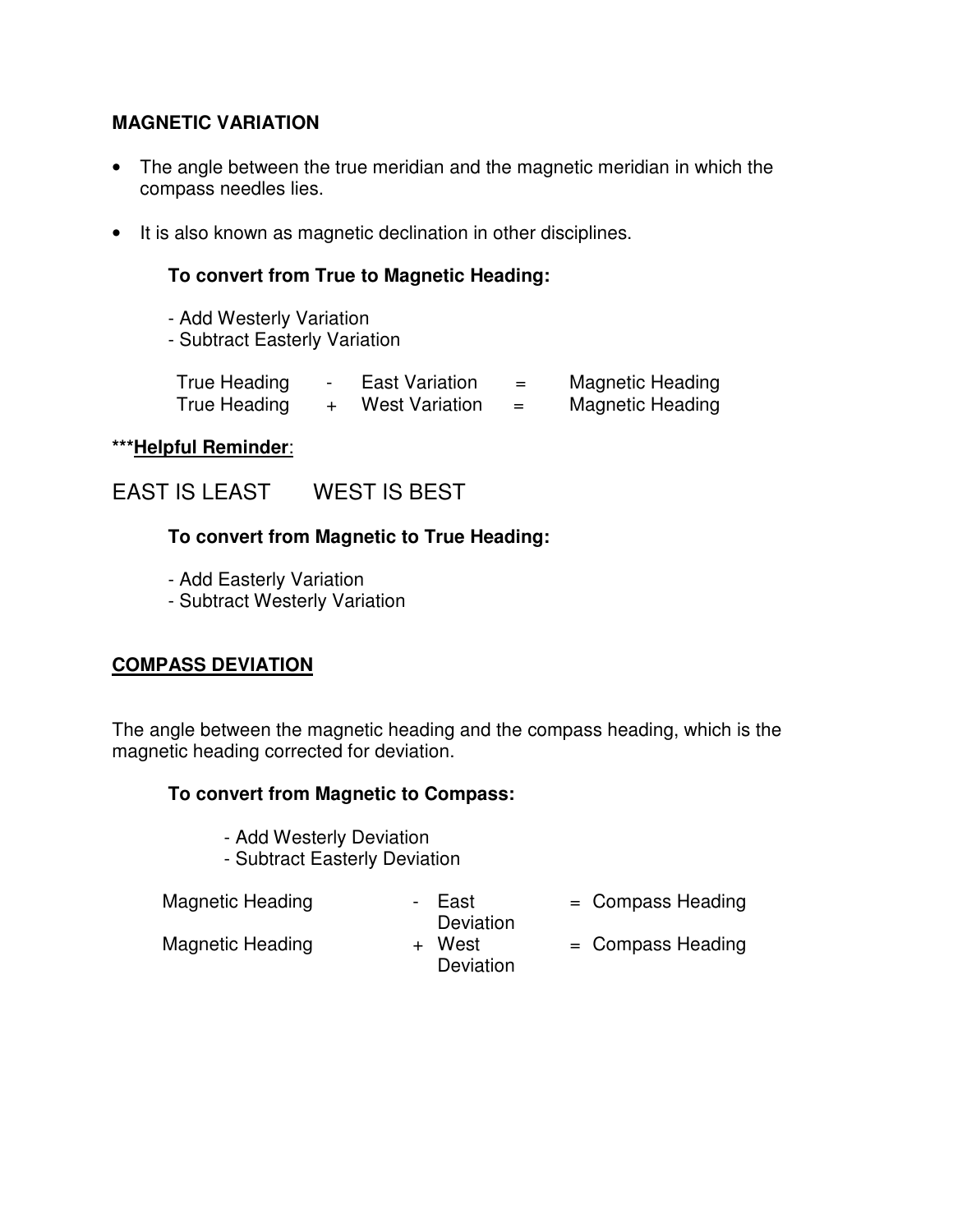**MAGNETIC VARIATION**

- The angle between the true meridian and the magnetic meridian in which the compass needles lies.
- It is also known as magnetic declination in other disciplines.

**To convert from True to Magnetic Heading:**

- Add Westerly Variation
- Subtract Easterly Variation

| True Heading | - | East Variation | = | Magnetic Heading |
|---|---|---|---|---|
| True Heading | + | West Variation | = | Magnetic Heading |

***<u>**Helpful Reminder**</u>:

EAST IS LEAST       WEST IS BEST

**To convert from Magnetic to True Heading:**

- Add Easterly Variation
- Subtract Westerly Variation

<u>**COMPASS DEVIATION**</u>

The angle between the magnetic heading and the compass heading, which is the magnetic heading corrected for deviation.

**To convert from Magnetic to Compass:**

- Add Westerly Deviation
- Subtract Easterly Deviation

| Magnetic Heading | - | East Deviation | = | Compass Heading |
|---|---|---|---|---|
| Magnetic Heading | + | West Deviation | = | Compass Heading |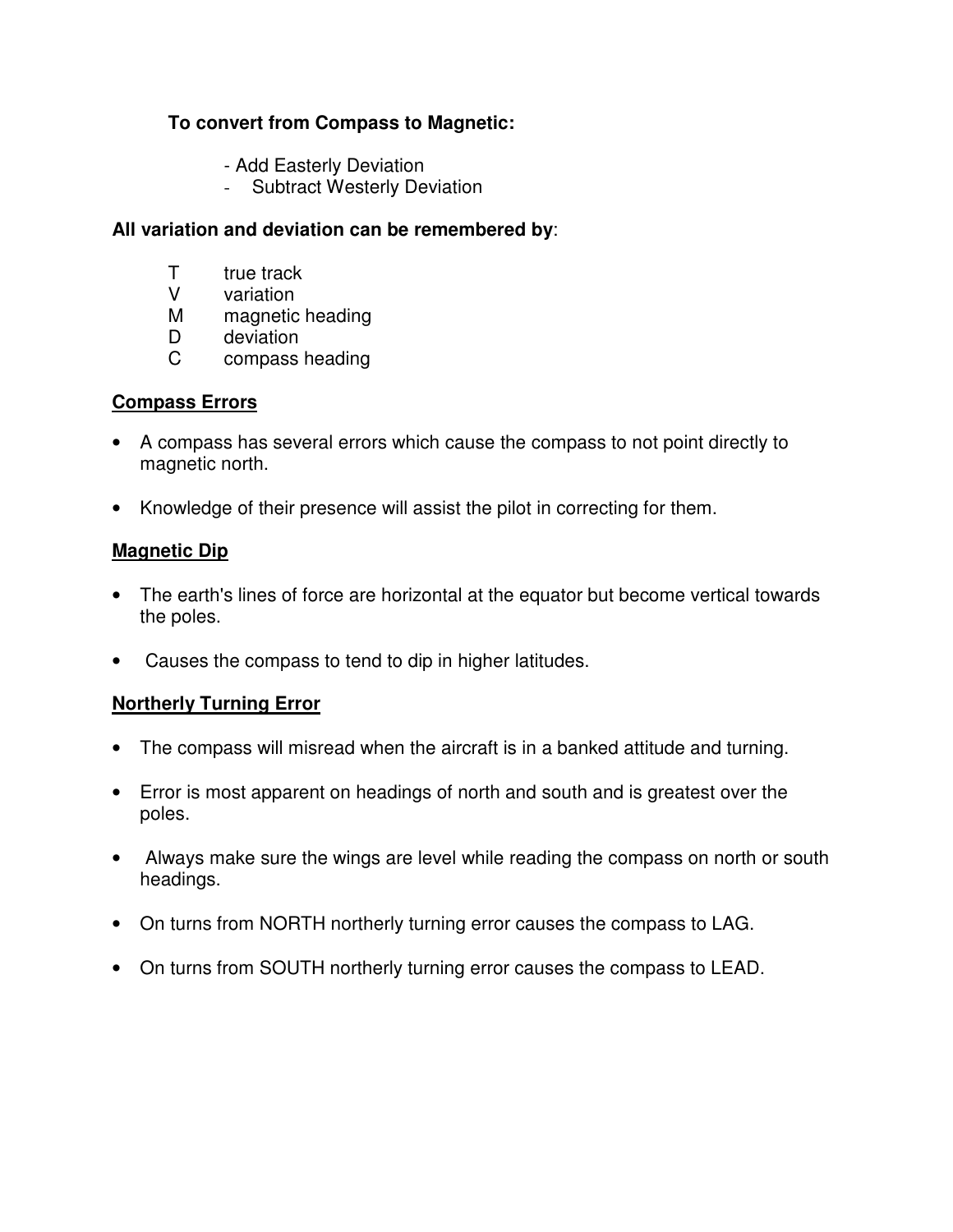**To convert from Compass to Magnetic:**

- Add Easterly Deviation
- Subtract Westerly Deviation

**All variation and deviation can be remembered by**:

T true track
V variation
M magnetic heading
D deviation
C compass heading

## Compass Errors

- A compass has several errors which cause the compass to not point directly to magnetic north.
- Knowledge of their presence will assist the pilot in correcting for them.

## Magnetic Dip

- The earth's lines of force are horizontal at the equator but become vertical towards the poles.
- Causes the compass to tend to dip in higher latitudes.

## Northerly Turning Error

- The compass will misread when the aircraft is in a banked attitude and turning.
- Error is most apparent on headings of north and south and is greatest over the poles.
- Always make sure the wings are level while reading the compass on north or south headings.
- On turns from NORTH northerly turning error causes the compass to LAG.
- On turns from SOUTH northerly turning error causes the compass to LEAD.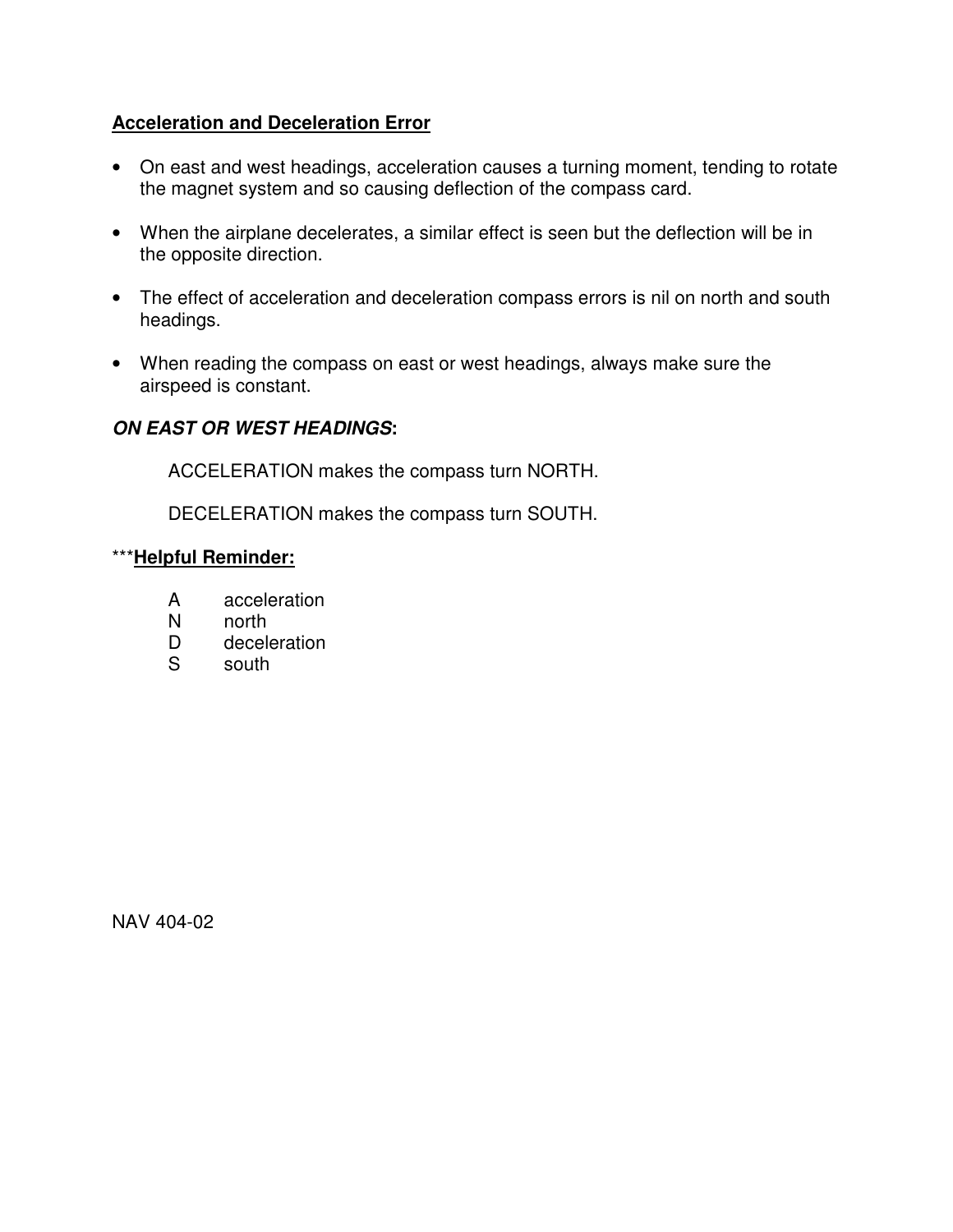## Acceleration and Deceleration Error

- On east and west headings, acceleration causes a turning moment, tending to rotate the magnet system and so causing deflection of the compass card.
- When the airplane decelerates, a similar effect is seen but the deflection will be in the opposite direction.
- The effect of acceleration and deceleration compass errors is nil on north and south headings.
- When reading the compass on east or west headings, always make sure the airspeed is constant.

***ON EAST OR WEST HEADINGS*:**

ACCELERATION makes the compass turn NORTH.

DECELERATION makes the compass turn SOUTH.

***__Helpful Reminder:__**

A acceleration  
N north  
D deceleration  
S south

NAV 404-02